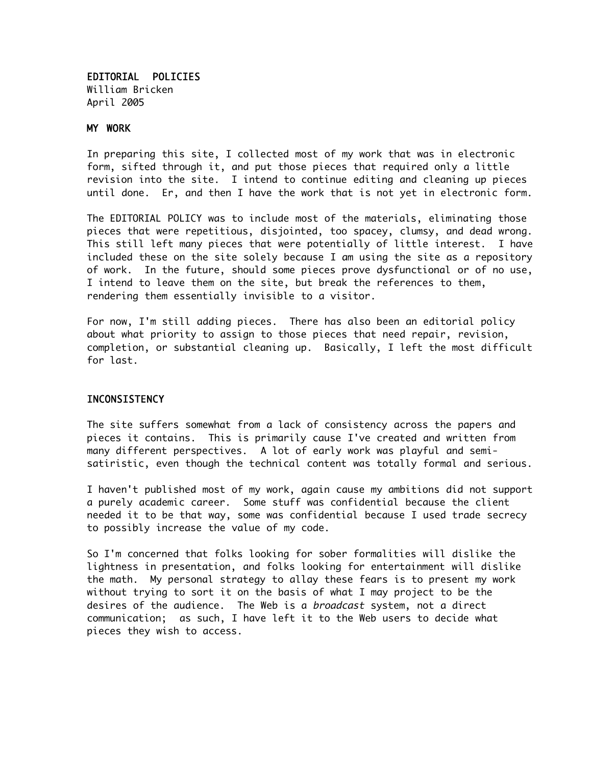# EDITORIAL POLICIES

William Bricken
April 2005

## MY WORK

In preparing this site, I collected most of my work that was in electronic form, sifted through it, and put those pieces that required only a little revision into the site. I intend to continue editing and cleaning up pieces until done. Er, and then I have the work that is not yet in electronic form.

The EDITORIAL POLICY was to include most of the materials, eliminating those pieces that were repetitious, disjointed, too spacey, clumsy, and dead wrong. This still left many pieces that were potentially of little interest. I have included these on the site solely because I am using the site as a repository of work. In the future, should some pieces prove dysfunctional or of no use, I intend to leave them on the site, but break the references to them, rendering them essentially invisible to a visitor.

For now, I'm still adding pieces. There has also been an editorial policy about what priority to assign to those pieces that need repair, revision, completion, or substantial cleaning up. Basically, I left the most difficult for last.

## INCONSISTENCY

The site suffers somewhat from a lack of consistency across the papers and pieces it contains. This is primarily cause I've created and written from many different perspectives. A lot of early work was playful and semi-satiristic, even though the technical content was totally formal and serious.

I haven't published most of my work, again cause my ambitions did not support a purely academic career. Some stuff was confidential because the client needed it to be that way, some was confidential because I used trade secrecy to possibly increase the value of my code.

So I'm concerned that folks looking for sober formalities will dislike the lightness in presentation, and folks looking for entertainment will dislike the math. My personal strategy to allay these fears is to present my work without trying to sort it on the basis of what I may project to be the desires of the audience. The Web is a *broadcast* system, not a direct communication; as such, I have left it to the Web users to decide what pieces they wish to access.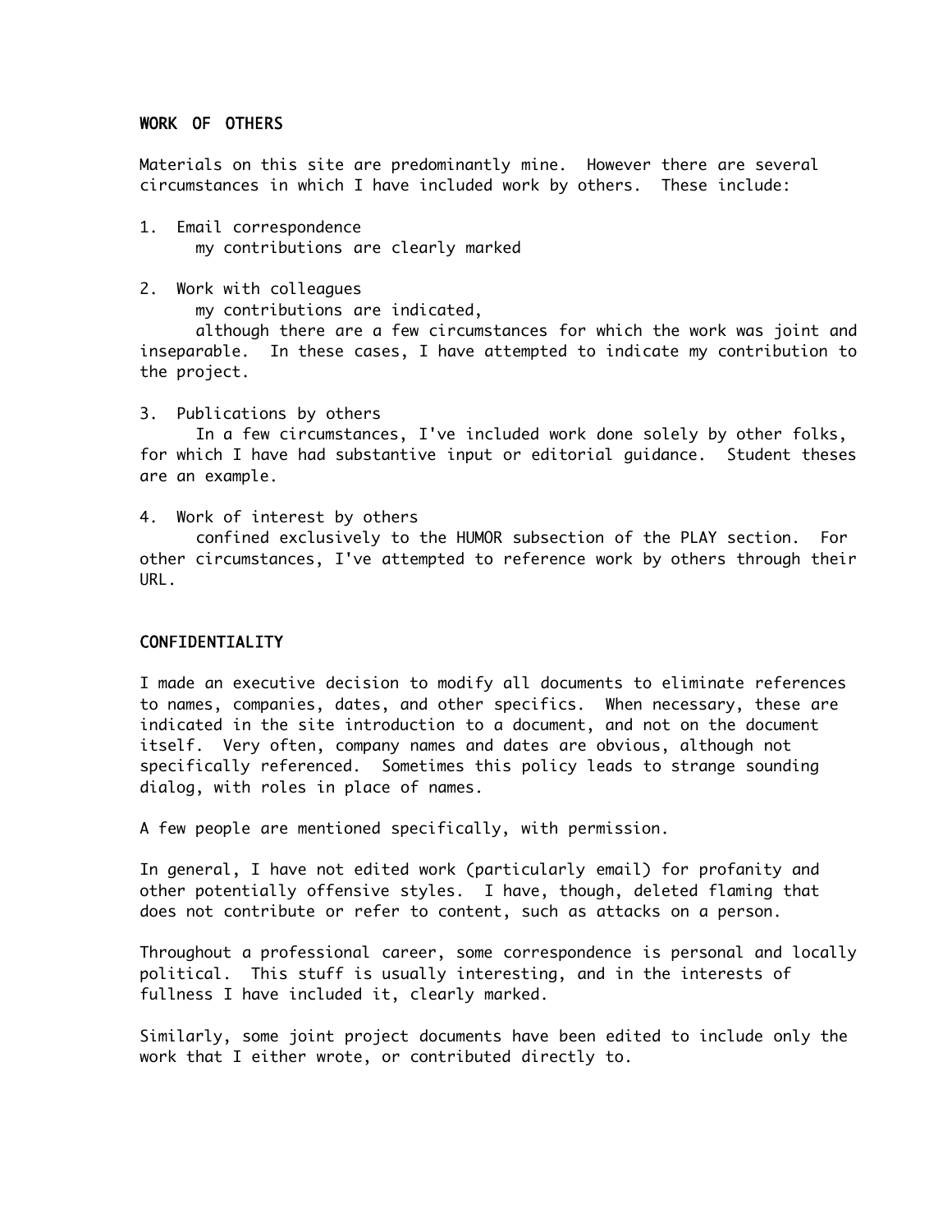## WORK OF OTHERS

Materials on this site are predominantly mine. However there are several circumstances in which I have included work by others. These include:

1. Email correspondence
   my contributions are clearly marked

2. Work with colleagues
   my contributions are indicated,
   although there are a few circumstances for which the work was joint and inseparable. In these cases, I have attempted to indicate my contribution to the project.

3. Publications by others
   In a few circumstances, I've included work done solely by other folks, for which I have had substantive input or editorial guidance. Student theses are an example.

4. Work of interest by others
   confined exclusively to the HUMOR subsection of the PLAY section. For other circumstances, I've attempted to reference work by others through their URL.

## CONFIDENTIALITY

I made an executive decision to modify all documents to eliminate references to names, companies, dates, and other specifics. When necessary, these are indicated in the site introduction to a document, and not on the document itself. Very often, company names and dates are obvious, although not specifically referenced. Sometimes this policy leads to strange sounding dialog, with roles in place of names.

A few people are mentioned specifically, with permission.

In general, I have not edited work (particularly email) for profanity and other potentially offensive styles. I have, though, deleted flaming that does not contribute or refer to content, such as attacks on a person.

Throughout a professional career, some correspondence is personal and locally political. This stuff is usually interesting, and in the interests of fullness I have included it, clearly marked.

Similarly, some joint project documents have been edited to include only the work that I either wrote, or contributed directly to.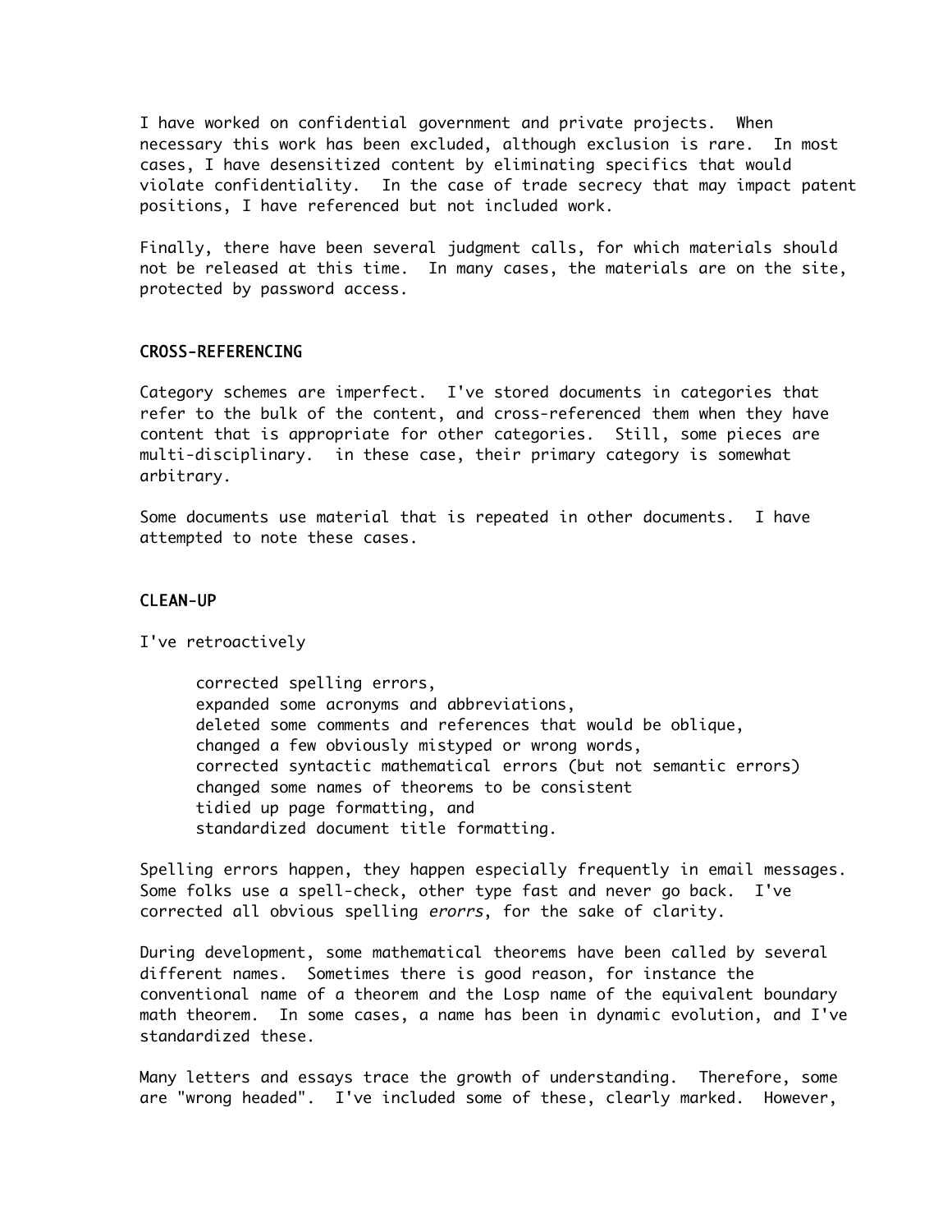I have worked on confidential government and private projects. When necessary this work has been excluded, although exclusion is rare. In most cases, I have desensitized content by eliminating specifics that would violate confidentiality. In the case of trade secrecy that may impact patent positions, I have referenced but not included work.

Finally, there have been several judgment calls, for which materials should not be released at this time. In many cases, the materials are on the site, protected by password access.

## CROSS-REFERENCING

Category schemes are imperfect. I've stored documents in categories that refer to the bulk of the content, and cross-referenced them when they have content that is appropriate for other categories. Still, some pieces are multi-disciplinary. in these case, their primary category is somewhat arbitrary.

Some documents use material that is repeated in other documents. I have attempted to note these cases.

## CLEAN-UP

I've retroactively

- corrected spelling errors,
- expanded some acronyms and abbreviations,
- deleted some comments and references that would be oblique,
- changed a few obviously mistyped or wrong words,
- corrected syntactic mathematical errors (but not semantic errors)
- changed some names of theorems to be consistent
- tidied up page formatting, and
- standardized document title formatting.

Spelling errors happen, they happen especially frequently in email messages. Some folks use a spell-check, other type fast and never go back. I've corrected all obvious spelling *erorrs*, for the sake of clarity.

During development, some mathematical theorems have been called by several different names. Sometimes there is good reason, for instance the conventional name of a theorem and the Losp name of the equivalent boundary math theorem. In some cases, a name has been in dynamic evolution, and I've standardized these.

Many letters and essays trace the growth of understanding. Therefore, some are "wrong headed". I've included some of these, clearly marked. However,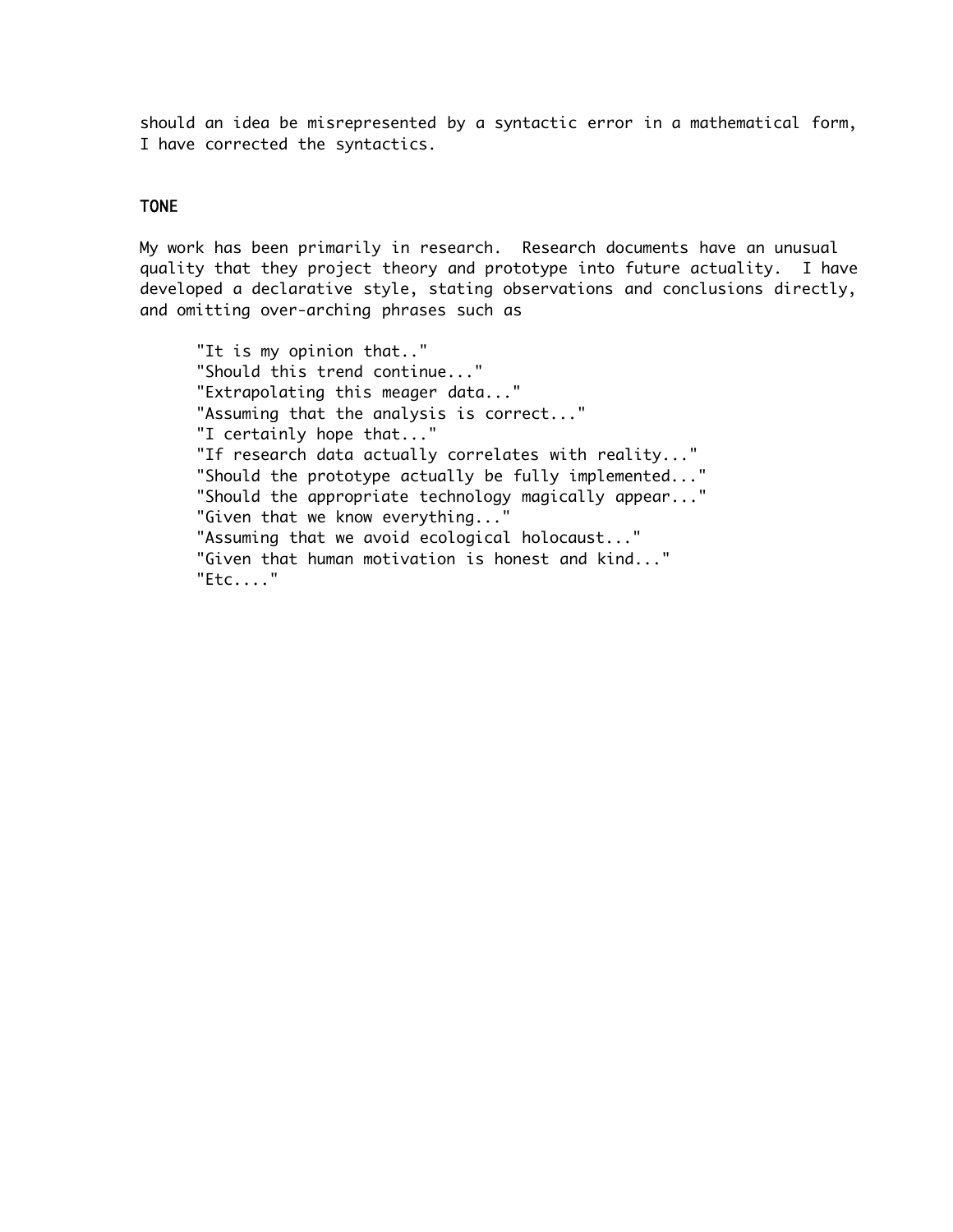should an idea be misrepresented by a syntactic error in a mathematical form, I have corrected the syntactics.

## TONE

My work has been primarily in research. Research documents have an unusual quality that they project theory and prototype into future actuality. I have developed a declarative style, stating observations and conclusions directly, and omitting over-arching phrases such as

> "It is my opinion that.."
> "Should this trend continue..."
> "Extrapolating this meager data..."
> "Assuming that the analysis is correct..."
> "I certainly hope that..."
> "If research data actually correlates with reality..."
> "Should the prototype actually be fully implemented..."
> "Should the appropriate technology magically appear..."
> "Given that we know everything..."
> "Assuming that we avoid ecological holocaust..."
> "Given that human motivation is honest and kind..."
> "Etc...."